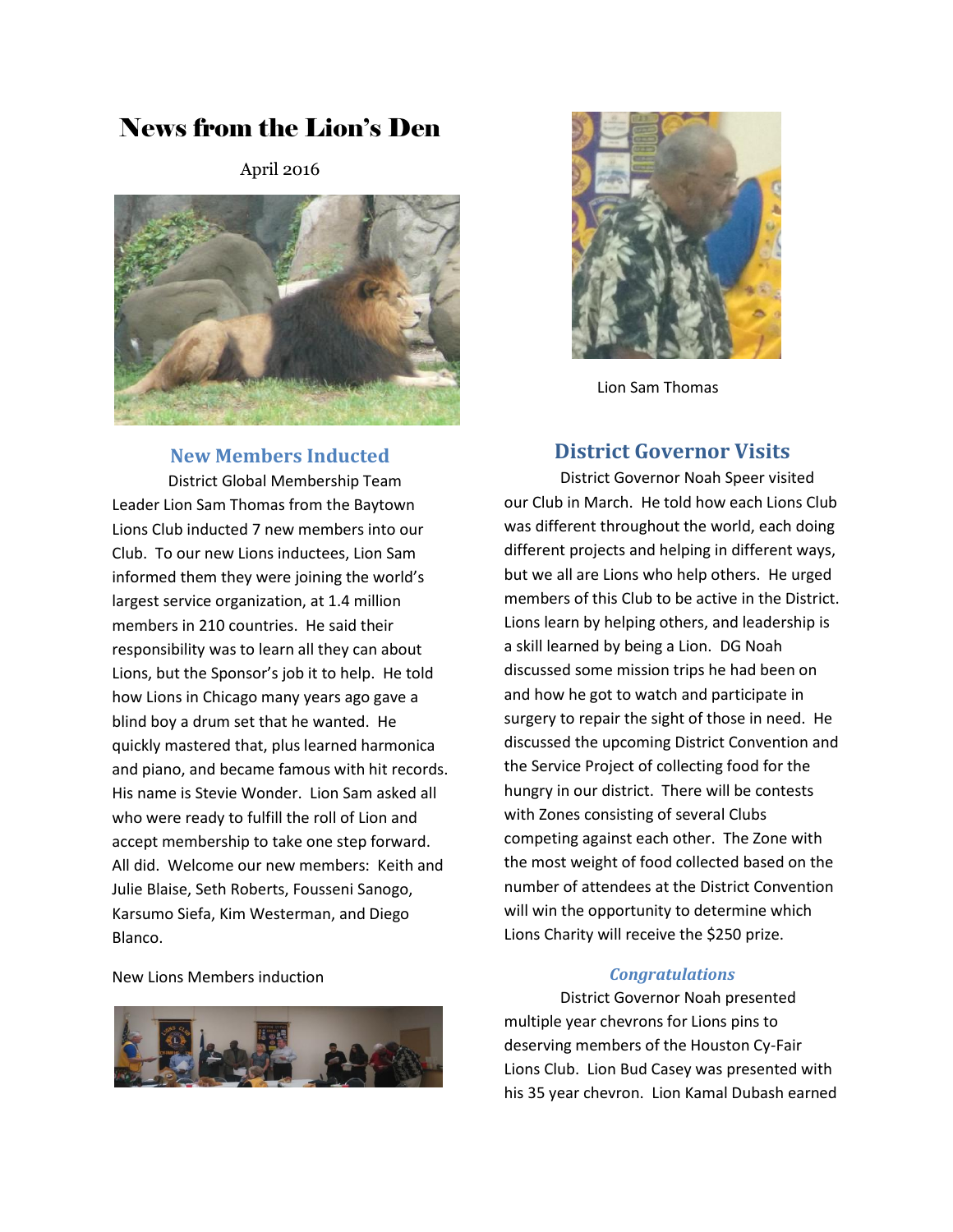# News from the Lion's Den

April 2016

## New Members Inducted

District Global Membership Team Leader Lion Sam Thomas from the Baytown Lions Club inducted 7 new members into our Club. To our new Lions inductees, Lion Sam informed them they were joining the world's largest service organization, at 1.4 million members in 210 countries. He said their responsibility was to learn all they can about Lions, but the Sponsor's job it to help. He told how Lions in Chicago many years ago gave a blind boy a drum set that he wanted. He quickly mastered that, plus learned harmonica and piano, and became famous with hit records. His name is Stevie Wonder. Lion Sam asked all who were ready to fulfill the roll of Lion and accept membership to take one step forward. All did. Welcome our new members: Keith and Julie Blaise, Seth Roberts, Fousseni Sanogo, Karsumo Siefa, Kim Westerman, and Diego Blanco.

New Lions Members induction

Lion Sam Thomas

## District Governor Visits

District Governor Noah Speer visited our Club in March. He told how each Lions Club was different throughout the world, each doing different projects and helping in different ways, but we all are Lions who help others. He urged members of this Club to be active in the District. Lions learn by helping others, and leadership is a skill learned by being a Lion. DG Noah discussed some mission trips he had been on and how he got to watch and participate in surgery to repair the sight of those in need. He discussed the upcoming District Convention and the Service Project of collecting food for the hungry in our district. There will be contests with Zones consisting of several Clubs competing against each other. The Zone with the most weight of food collected based on the number of attendees at the District Convention will win the opportunity to determine which Lions Charity will receive the $250 prize.

### *Congratulations*

District Governor Noah presented multiple year chevrons for Lions pins to deserving members of the Houston Cy-Fair Lions Club. Lion Bud Casey was presented with his 35 year chevron. Lion Kamal Dubash earned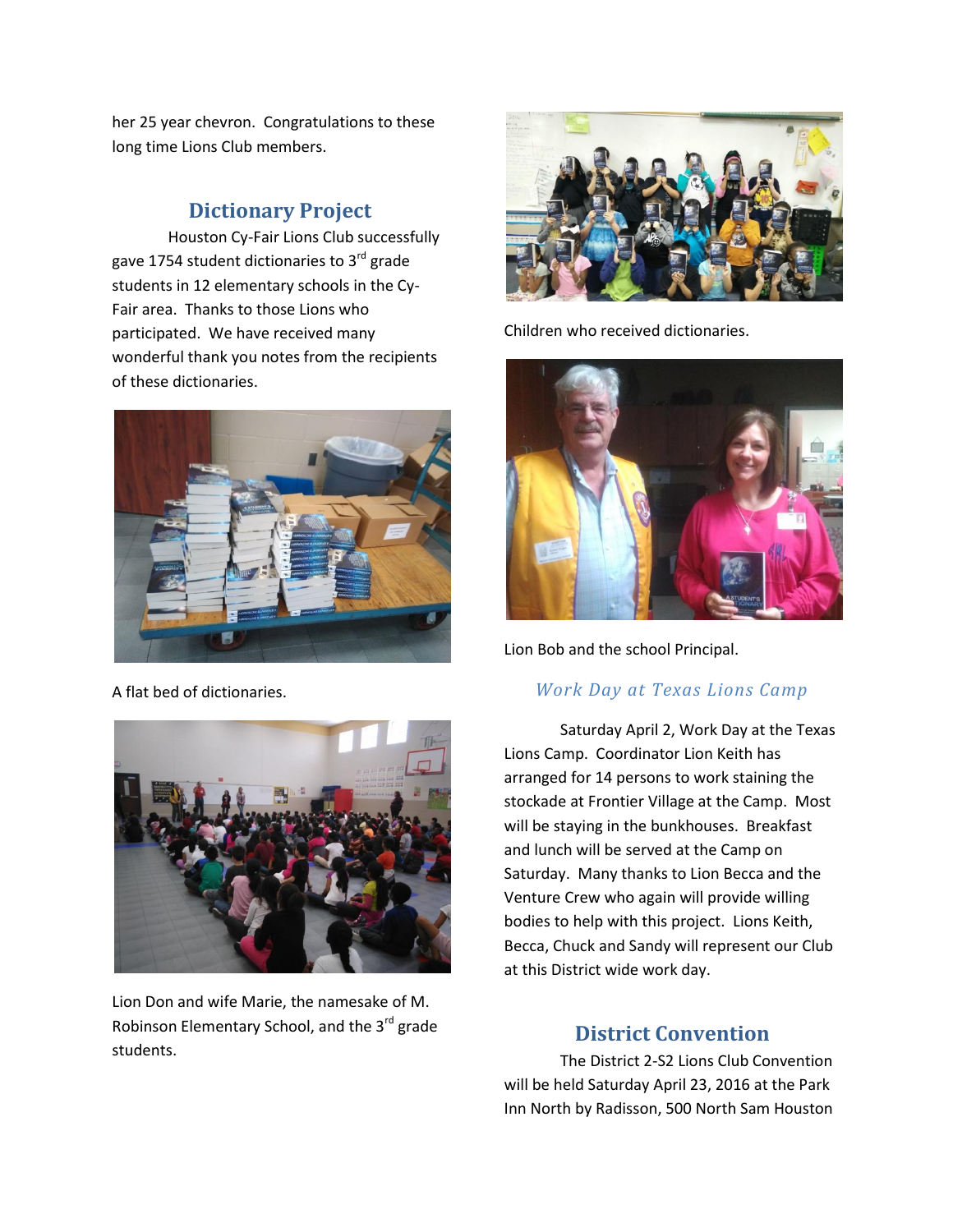her 25 year chevron. Congratulations to these long time Lions Club members.

## Dictionary Project

Houston Cy-Fair Lions Club successfully gave 1754 student dictionaries to 3rd grade students in 12 elementary schools in the Cy-Fair area. Thanks to those Lions who participated. We have received many wonderful thank you notes from the recipients of these dictionaries.

A flat bed of dictionaries.

Lion Don and wife Marie, the namesake of M. Robinson Elementary School, and the 3rd grade students.

Children who received dictionaries.

Lion Bob and the school Principal.

### *Work Day at Texas Lions Camp*

Saturday April 2, Work Day at the Texas Lions Camp. Coordinator Lion Keith has arranged for 14 persons to work staining the stockade at Frontier Village at the Camp. Most will be staying in the bunkhouses. Breakfast and lunch will be served at the Camp on Saturday. Many thanks to Lion Becca and the Venture Crew who again will provide willing bodies to help with this project. Lions Keith, Becca, Chuck and Sandy will represent our Club at this District wide work day.

## District Convention

The District 2-S2 Lions Club Convention will be held Saturday April 23, 2016 at the Park Inn North by Radisson, 500 North Sam Houston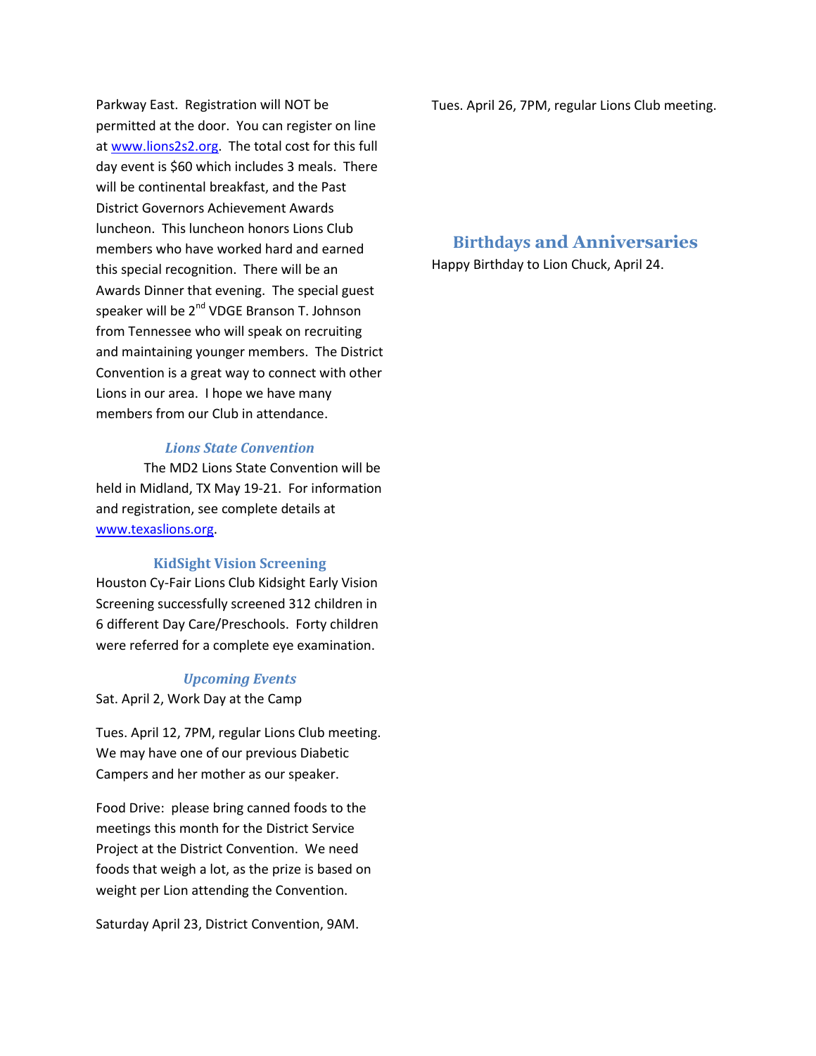Parkway East. Registration will NOT be permitted at the door. You can register on line at [www.lions2s2.org](http://www.lions2s2.org). The total cost for this full day event is $60 which includes 3 meals. There will be continental breakfast, and the Past District Governors Achievement Awards luncheon. This luncheon honors Lions Club members who have worked hard and earned this special recognition. There will be an Awards Dinner that evening. The special guest speaker will be 2nd VDGE Branson T. Johnson from Tennessee who will speak on recruiting and maintaining younger members. The District Convention is a great way to connect with other Lions in our area. I hope we have many members from our Club in attendance.

### *Lions State Convention*

The MD2 Lions State Convention will be held in Midland, TX May 19-21. For information and registration, see complete details at [www.texaslions.org](http://www.texaslions.org).

### KidSight Vision Screening

Houston Cy-Fair Lions Club Kidsight Early Vision Screening successfully screened 312 children in 6 different Day Care/Preschools. Forty children were referred for a complete eye examination.

### *Upcoming Events*

Sat. April 2, Work Day at the Camp

Tues. April 12, 7PM, regular Lions Club meeting. We may have one of our previous Diabetic Campers and her mother as our speaker.

Food Drive: please bring canned foods to the meetings this month for the District Service Project at the District Convention. We need foods that weigh a lot, as the prize is based on weight per Lion attending the Convention.

Saturday April 23, District Convention, 9AM.

Tues. April 26, 7PM, regular Lions Club meeting.

## Birthdays and Anniversaries

Happy Birthday to Lion Chuck, April 24.